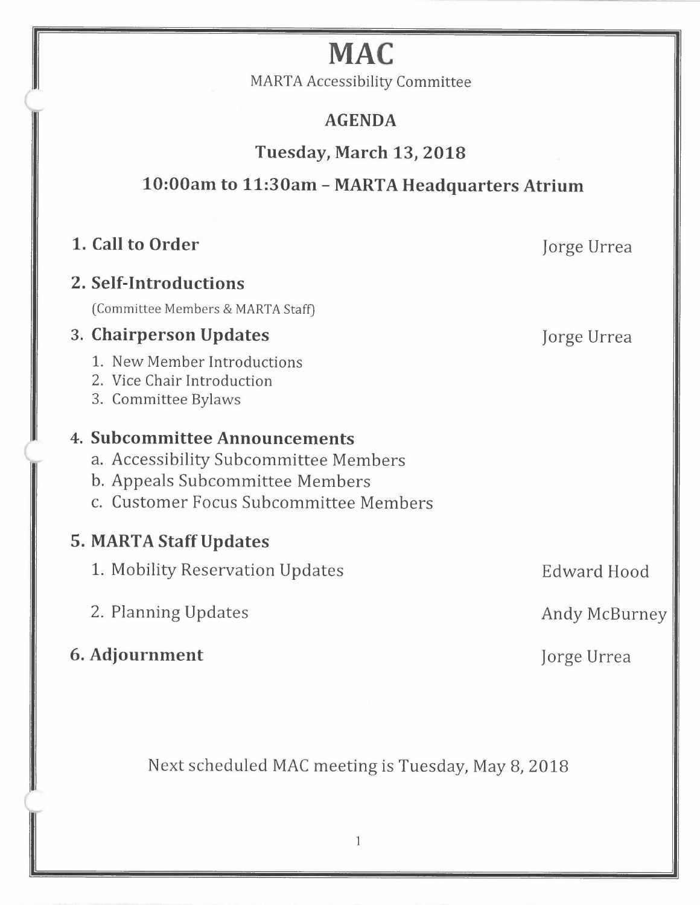# MAC

MARTA Accessibility Committee

## AGENDA

## Tuesday, March 13, 2018

## 10:00am to 11:30am – MARTA Headquarters Atrium

### 1. Call to Order — Jorge Urrea

### 2. Self-Introductions

(Committee Members & MARTA Staff)

### 3. Chairperson Updates — Jorge Urrea

1. New Member Introductions
2. Vice Chair Introduction
3. Committee Bylaws

### 4. Subcommittee Announcements

a. Accessibility Subcommittee Members
b. Appeals Subcommittee Members
c. Customer Focus Subcommittee Members

### 5. MARTA Staff Updates

1. Mobility Reservation Updates — Edward Hood
2. Planning Updates — Andy McBurney

### 6. Adjournment — Jorge Urrea

Next scheduled MAC meeting is Tuesday, May 8, 2018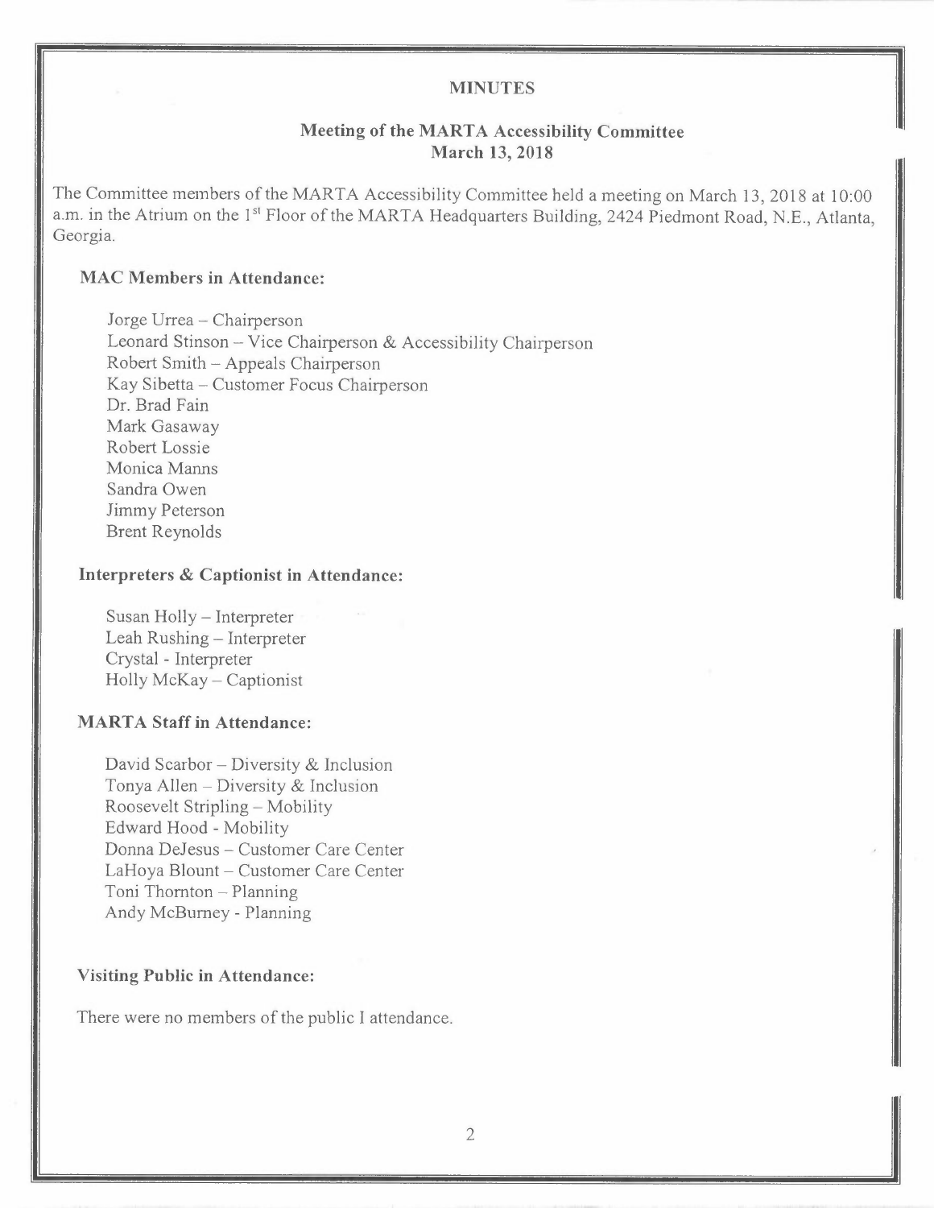# MINUTES

## Meeting of the MARTA Accessibility Committee
## March 13, 2018

The Committee members of the MARTA Accessibility Committee held a meeting on March 13, 2018 at 10:00 a.m. in the Atrium on the 1st Floor of the MARTA Headquarters Building, 2424 Piedmont Road, N.E., Atlanta, Georgia.

### MAC Members in Attendance:

Jorge Urrea – Chairperson
Leonard Stinson – Vice Chairperson & Accessibility Chairperson
Robert Smith – Appeals Chairperson
Kay Sibetta – Customer Focus Chairperson
Dr. Brad Fain
Mark Gasaway
Robert Lossie
Monica Manns
Sandra Owen
Jimmy Peterson
Brent Reynolds

### Interpreters & Captionist in Attendance:

Susan Holly – Interpreter
Leah Rushing – Interpreter
Crystal - Interpreter
Holly McKay – Captionist

### MARTA Staff in Attendance:

David Scarbor – Diversity & Inclusion
Tonya Allen – Diversity & Inclusion
Roosevelt Stripling – Mobility
Edward Hood - Mobility
Donna DeJesus – Customer Care Center
LaHoya Blount – Customer Care Center
Toni Thornton – Planning
Andy McBurney - Planning

### Visiting Public in Attendance:

There were no members of the public I attendance.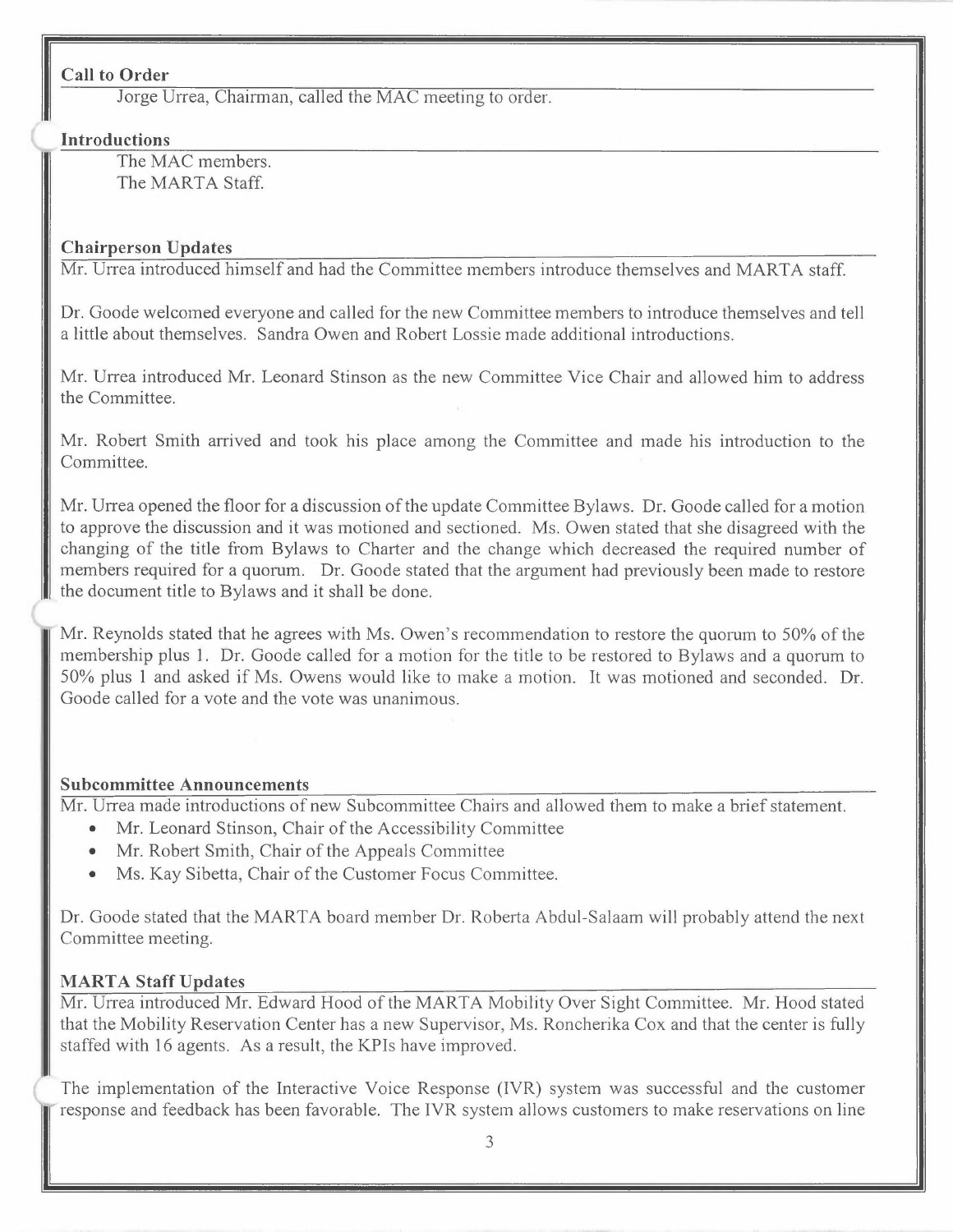**Call to Order**

Jorge Urrea, Chairman, called the MAC meeting to order.

**Introductions**

The MAC members.
The MARTA Staff.

**Chairperson Updates**

Mr. Urrea introduced himself and had the Committee members introduce themselves and MARTA staff.

Dr. Goode welcomed everyone and called for the new Committee members to introduce themselves and tell a little about themselves. Sandra Owen and Robert Lossie made additional introductions.

Mr. Urrea introduced Mr. Leonard Stinson as the new Committee Vice Chair and allowed him to address the Committee.

Mr. Robert Smith arrived and took his place among the Committee and made his introduction to the Committee.

Mr. Urrea opened the floor for a discussion of the update Committee Bylaws. Dr. Goode called for a motion to approve the discussion and it was motioned and sectioned. Ms. Owen stated that she disagreed with the changing of the title from Bylaws to Charter and the change which decreased the required number of members required for a quorum. Dr. Goode stated that the argument had previously been made to restore the document title to Bylaws and it shall be done.

Mr. Reynolds stated that he agrees with Ms. Owen's recommendation to restore the quorum to 50% of the membership plus 1. Dr. Goode called for a motion for the title to be restored to Bylaws and a quorum to 50% plus 1 and asked if Ms. Owens would like to make a motion. It was motioned and seconded. Dr. Goode called for a vote and the vote was unanimous.

**Subcommittee Announcements**

Mr. Urrea made introductions of new Subcommittee Chairs and allowed them to make a brief statement.

- Mr. Leonard Stinson, Chair of the Accessibility Committee
- Mr. Robert Smith, Chair of the Appeals Committee
- Ms. Kay Sibetta, Chair of the Customer Focus Committee.

Dr. Goode stated that the MARTA board member Dr. Roberta Abdul-Salaam will probably attend the next Committee meeting.

**MARTA Staff Updates**

Mr. Urrea introduced Mr. Edward Hood of the MARTA Mobility Over Sight Committee. Mr. Hood stated that the Mobility Reservation Center has a new Supervisor, Ms. Roncherika Cox and that the center is fully staffed with 16 agents. As a result, the KPIs have improved.

The implementation of the Interactive Voice Response (IVR) system was successful and the customer response and feedback has been favorable. The IVR system allows customers to make reservations on line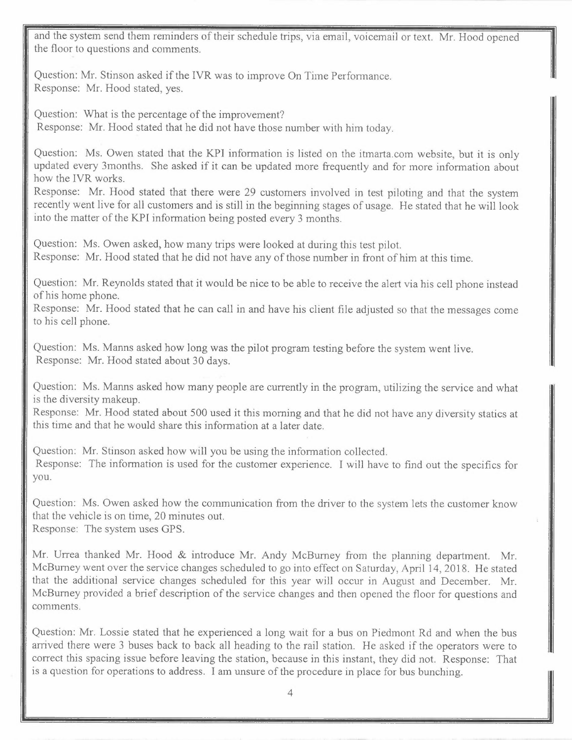and the system send them reminders of their schedule trips, via email, voicemail or text. Mr. Hood opened the floor to questions and comments.

Question: Mr. Stinson asked if the IVR was to improve On Time Performance.
Response: Mr. Hood stated, yes.

Question: What is the percentage of the improvement?
Response: Mr. Hood stated that he did not have those number with him today.

Question: Ms. Owen stated that the KPI information is listed on the itmarta.com website, but it is only updated every 3months. She asked if it can be updated more frequently and for more information about how the IVR works.
Response: Mr. Hood stated that there were 29 customers involved in test piloting and that the system recently went live for all customers and is still in the beginning stages of usage. He stated that he will look into the matter of the KPI information being posted every 3 months.

Question: Ms. Owen asked, how many trips were looked at during this test pilot.
Response: Mr. Hood stated that he did not have any of those number in front of him at this time.

Question: Mr. Reynolds stated that it would be nice to be able to receive the alert via his cell phone instead of his home phone.
Response: Mr. Hood stated that he can call in and have his client file adjusted so that the messages come to his cell phone.

Question: Ms. Manns asked how long was the pilot program testing before the system went live.
Response: Mr. Hood stated about 30 days.

Question: Ms. Manns asked how many people are currently in the program, utilizing the service and what is the diversity makeup.
Response: Mr. Hood stated about 500 used it this morning and that he did not have any diversity statics at this time and that he would share this information at a later date.

Question: Mr. Stinson asked how will you be using the information collected.
Response: The information is used for the customer experience. I will have to find out the specifics for you.

Question: Ms. Owen asked how the communication from the driver to the system lets the customer know that the vehicle is on time, 20 minutes out.
Response: The system uses GPS.

Mr. Urrea thanked Mr. Hood & introduce Mr. Andy McBurney from the planning department. Mr. McBurney went over the service changes scheduled to go into effect on Saturday, April 14, 2018. He stated that the additional service changes scheduled for this year will occur in August and December. Mr. McBurney provided a brief description of the service changes and then opened the floor for questions and comments.

Question: Mr. Lossie stated that he experienced a long wait for a bus on Piedmont Rd and when the bus arrived there were 3 buses back to back all heading to the rail station. He asked if the operators were to correct this spacing issue before leaving the station, because in this instant, they did not. Response: That is a question for operations to address. I am unsure of the procedure in place for bus bunching.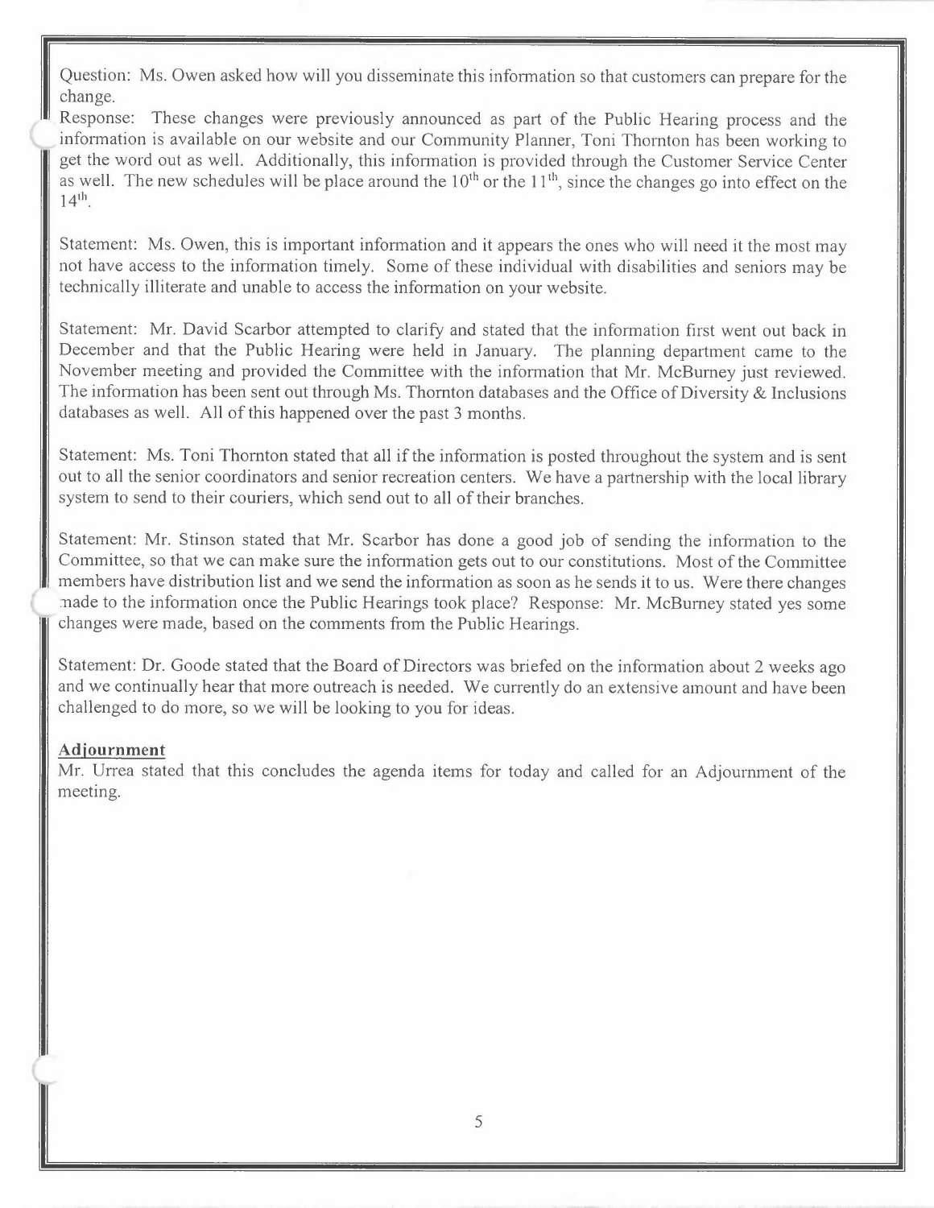Question: Ms. Owen asked how will you disseminate this information so that customers can prepare for the change.

Response: These changes were previously announced as part of the Public Hearing process and the information is available on our website and our Community Planner, Toni Thornton has been working to get the word out as well. Additionally, this information is provided through the Customer Service Center as well. The new schedules will be place around the 10th or the 11th, since the changes go into effect on the 14th.

Statement: Ms. Owen, this is important information and it appears the ones who will need it the most may not have access to the information timely. Some of these individual with disabilities and seniors may be technically illiterate and unable to access the information on your website.

Statement: Mr. David Scarbor attempted to clarify and stated that the information first went out back in December and that the Public Hearing were held in January. The planning department came to the November meeting and provided the Committee with the information that Mr. McBurney just reviewed. The information has been sent out through Ms. Thornton databases and the Office of Diversity & Inclusions databases as well. All of this happened over the past 3 months.

Statement: Ms. Toni Thornton stated that all if the information is posted throughout the system and is sent out to all the senior coordinators and senior recreation centers. We have a partnership with the local library system to send to their couriers, which send out to all of their branches.

Statement: Mr. Stinson stated that Mr. Scarbor has done a good job of sending the information to the Committee, so that we can make sure the information gets out to our constitutions. Most of the Committee members have distribution list and we send the information as soon as he sends it to us. Were there changes made to the information once the Public Hearings took place? Response: Mr. McBurney stated yes some changes were made, based on the comments from the Public Hearings.

Statement: Dr. Goode stated that the Board of Directors was briefed on the information about 2 weeks ago and we continually hear that more outreach is needed. We currently do an extensive amount and have been challenged to do more, so we will be looking to you for ideas.

**Adjournment**

Mr. Urrea stated that this concludes the agenda items for today and called for an Adjournment of the meeting.